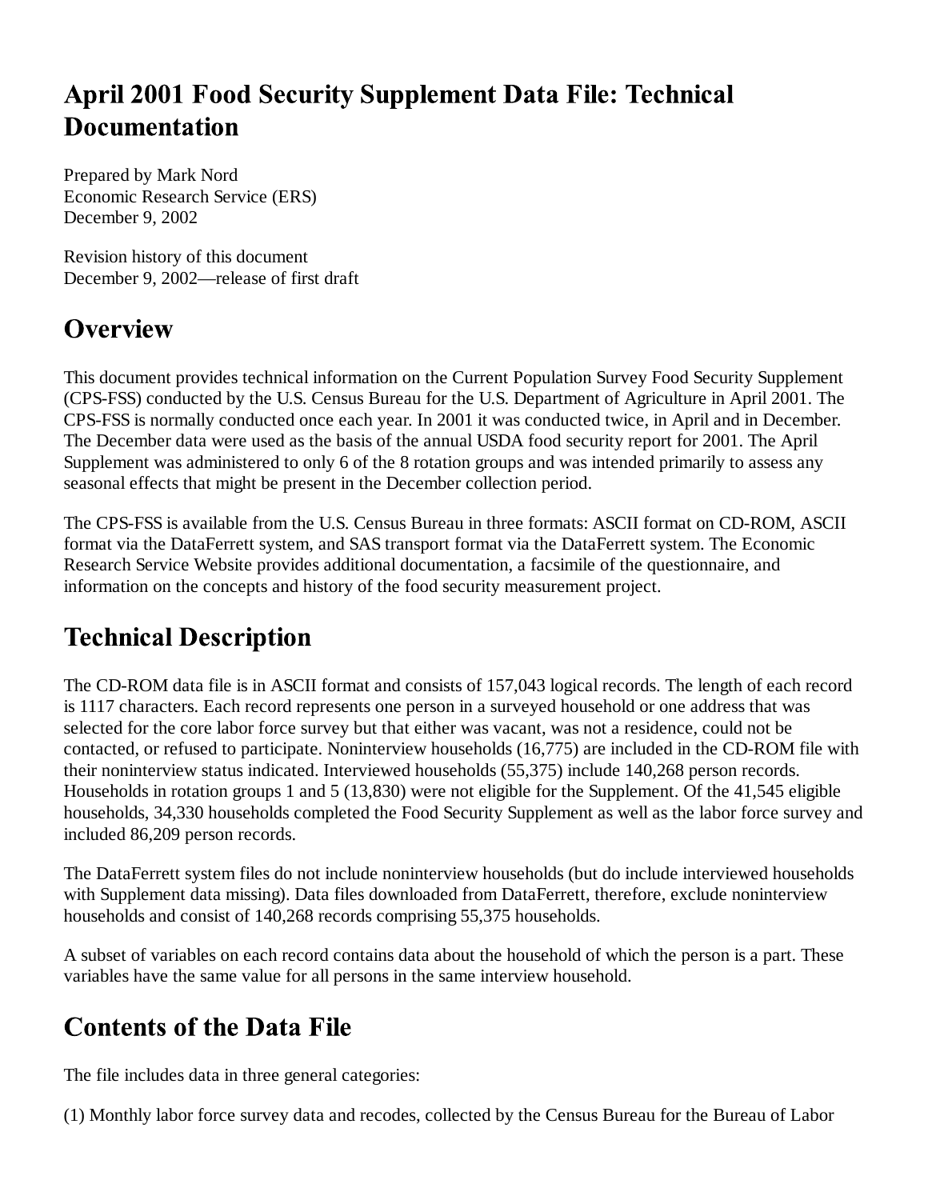# April 2001 Food Security Supplement Data File: Technical Documentation

Prepared by Mark Nord
Economic Research Service (ERS)
December 9, 2002

Revision history of this document
December 9, 2002—release of first draft

## Overview

This document provides technical information on the Current Population Survey Food Security Supplement (CPS-FSS) conducted by the U.S. Census Bureau for the U.S. Department of Agriculture in April 2001. The CPS-FSS is normally conducted once each year. In 2001 it was conducted twice, in April and in December. The December data were used as the basis of the annual USDA food security report for 2001. The April Supplement was administered to only 6 of the 8 rotation groups and was intended primarily to assess any seasonal effects that might be present in the December collection period.

The CPS-FSS is available from the U.S. Census Bureau in three formats: ASCII format on CD-ROM, ASCII format via the DataFerrett system, and SAS transport format via the DataFerrett system. The Economic Research Service Website provides additional documentation, a facsimile of the questionnaire, and information on the concepts and history of the food security measurement project.

## Technical Description

The CD-ROM data file is in ASCII format and consists of 157,043 logical records. The length of each record is 1117 characters. Each record represents one person in a surveyed household or one address that was selected for the core labor force survey but that either was vacant, was not a residence, could not be contacted, or refused to participate. Noninterview households (16,775) are included in the CD-ROM file with their noninterview status indicated. Interviewed households (55,375) include 140,268 person records. Households in rotation groups 1 and 5 (13,830) were not eligible for the Supplement. Of the 41,545 eligible households, 34,330 households completed the Food Security Supplement as well as the labor force survey and included 86,209 person records.

The DataFerrett system files do not include noninterview households (but do include interviewed households with Supplement data missing). Data files downloaded from DataFerrett, therefore, exclude noninterview households and consist of 140,268 records comprising 55,375 households.

A subset of variables on each record contains data about the household of which the person is a part. These variables have the same value for all persons in the same interview household.

## Contents of the Data File

The file includes data in three general categories:

(1) Monthly labor force survey data and recodes, collected by the Census Bureau for the Bureau of Labor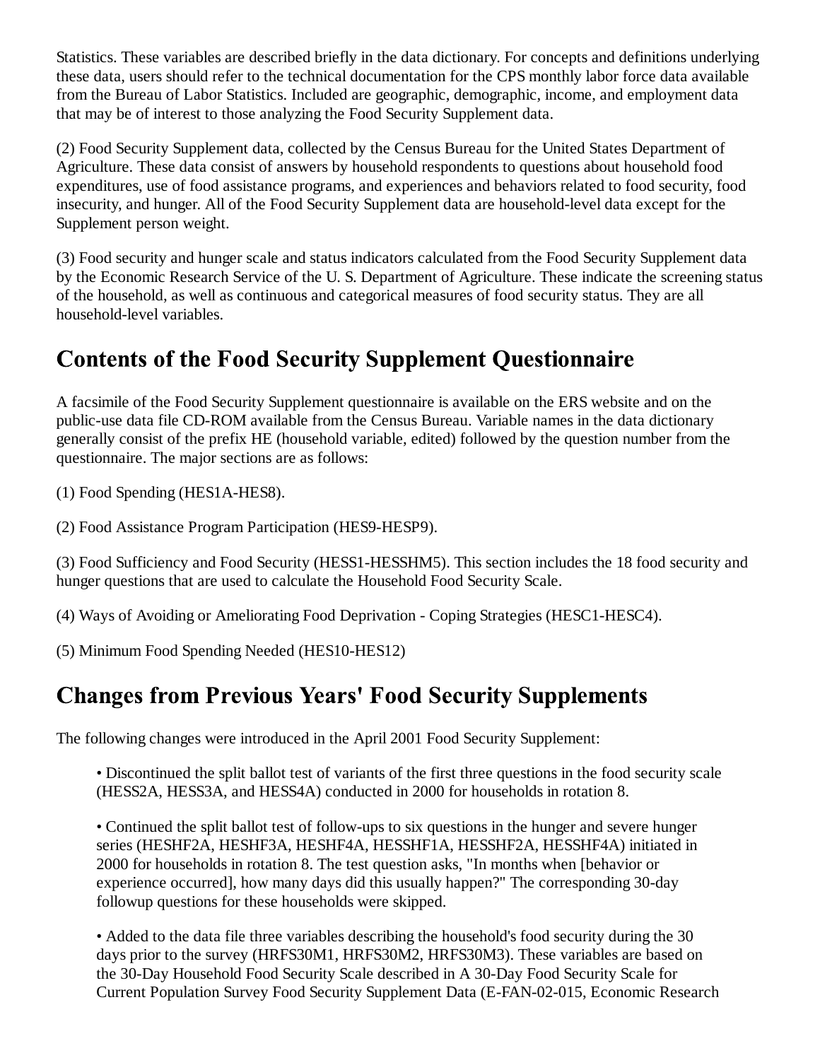Statistics. These variables are described briefly in the data dictionary. For concepts and definitions underlying these data, users should refer to the technical documentation for the CPS monthly labor force data available from the Bureau of Labor Statistics. Included are geographic, demographic, income, and employment data that may be of interest to those analyzing the Food Security Supplement data.

(2) Food Security Supplement data, collected by the Census Bureau for the United States Department of Agriculture. These data consist of answers by household respondents to questions about household food expenditures, use of food assistance programs, and experiences and behaviors related to food security, food insecurity, and hunger. All of the Food Security Supplement data are household-level data except for the Supplement person weight.

(3) Food security and hunger scale and status indicators calculated from the Food Security Supplement data by the Economic Research Service of the U. S. Department of Agriculture. These indicate the screening status of the household, as well as continuous and categorical measures of food security status. They are all household-level variables.

## Contents of the Food Security Supplement Questionnaire

A facsimile of the Food Security Supplement questionnaire is available on the ERS website and on the public-use data file CD-ROM available from the Census Bureau. Variable names in the data dictionary generally consist of the prefix HE (household variable, edited) followed by the question number from the questionnaire. The major sections are as follows:

(1) Food Spending (HES1A-HES8).

(2) Food Assistance Program Participation (HES9-HESP9).

(3) Food Sufficiency and Food Security (HESS1-HESSHM5). This section includes the 18 food security and hunger questions that are used to calculate the Household Food Security Scale.

(4) Ways of Avoiding or Ameliorating Food Deprivation - Coping Strategies (HESC1-HESC4).

(5) Minimum Food Spending Needed (HES10-HES12)

## Changes from Previous Years' Food Security Supplements

The following changes were introduced in the April 2001 Food Security Supplement:

- Discontinued the split ballot test of variants of the first three questions in the food security scale (HESS2A, HESS3A, and HESS4A) conducted in 2000 for households in rotation 8.

- Continued the split ballot test of follow-ups to six questions in the hunger and severe hunger series (HESHF2A, HESHF3A, HESHF4A, HESSHF1A, HESSHF2A, HESSHF4A) initiated in 2000 for households in rotation 8. The test question asks, "In months when [behavior or experience occurred], how many days did this usually happen?" The corresponding 30-day followup questions for these households were skipped.

- Added to the data file three variables describing the household's food security during the 30 days prior to the survey (HRFS30M1, HRFS30M2, HRFS30M3). These variables are based on the 30-Day Household Food Security Scale described in A 30-Day Food Security Scale for Current Population Survey Food Security Supplement Data (E-FAN-02-015, Economic Research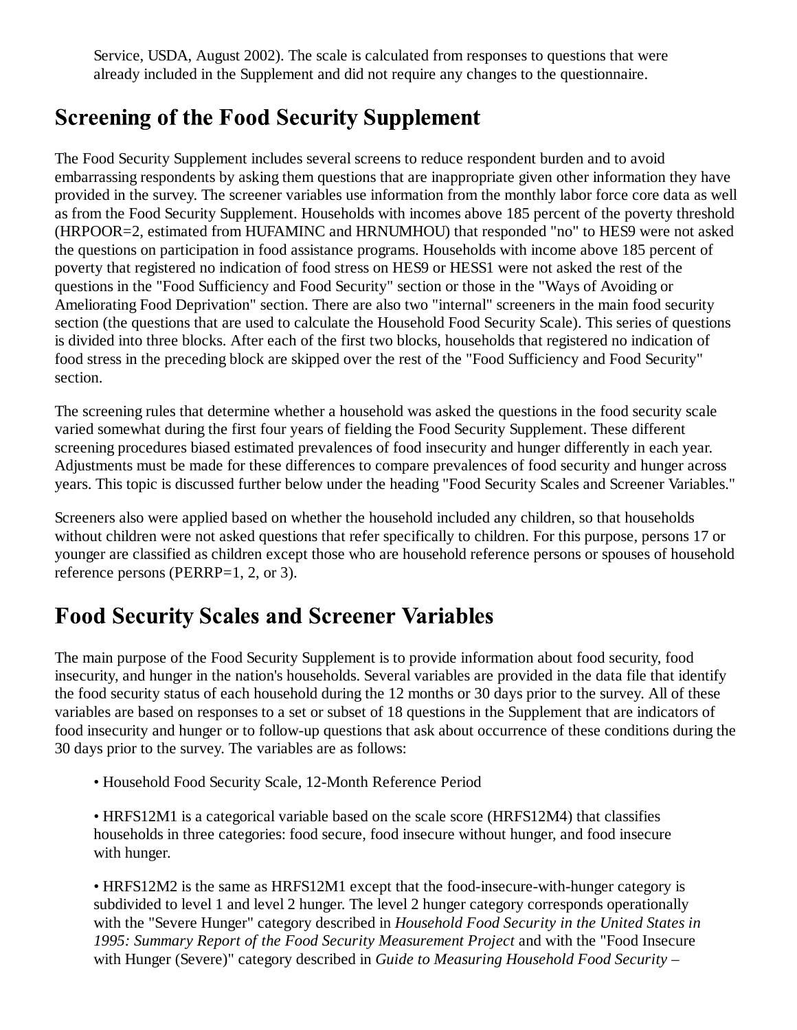Service, USDA, August 2002). The scale is calculated from responses to questions that were already included in the Supplement and did not require any changes to the questionnaire.

## Screening of the Food Security Supplement

The Food Security Supplement includes several screens to reduce respondent burden and to avoid embarrassing respondents by asking them questions that are inappropriate given other information they have provided in the survey. The screener variables use information from the monthly labor force core data as well as from the Food Security Supplement. Households with incomes above 185 percent of the poverty threshold (HRPOOR=2, estimated from HUFAMINC and HRNUMHOU) that responded "no" to HES9 were not asked the questions on participation in food assistance programs. Households with income above 185 percent of poverty that registered no indication of food stress on HES9 or HESS1 were not asked the rest of the questions in the "Food Sufficiency and Food Security" section or those in the "Ways of Avoiding or Ameliorating Food Deprivation" section. There are also two "internal" screeners in the main food security section (the questions that are used to calculate the Household Food Security Scale). This series of questions is divided into three blocks. After each of the first two blocks, households that registered no indication of food stress in the preceding block are skipped over the rest of the "Food Sufficiency and Food Security" section.

The screening rules that determine whether a household was asked the questions in the food security scale varied somewhat during the first four years of fielding the Food Security Supplement. These different screening procedures biased estimated prevalences of food insecurity and hunger differently in each year. Adjustments must be made for these differences to compare prevalences of food security and hunger across years. This topic is discussed further below under the heading "Food Security Scales and Screener Variables."

Screeners also were applied based on whether the household included any children, so that households without children were not asked questions that refer specifically to children. For this purpose, persons 17 or younger are classified as children except those who are household reference persons or spouses of household reference persons (PERRP=1, 2, or 3).

## Food Security Scales and Screener Variables

The main purpose of the Food Security Supplement is to provide information about food security, food insecurity, and hunger in the nation's households. Several variables are provided in the data file that identify the food security status of each household during the 12 months or 30 days prior to the survey. All of these variables are based on responses to a set or subset of 18 questions in the Supplement that are indicators of food insecurity and hunger or to follow-up questions that ask about occurrence of these conditions during the 30 days prior to the survey. The variables are as follows:

- Household Food Security Scale, 12-Month Reference Period

- HRFS12M1 is a categorical variable based on the scale score (HRFS12M4) that classifies households in three categories: food secure, food insecure without hunger, and food insecure with hunger.

- HRFS12M2 is the same as HRFS12M1 except that the food-insecure-with-hunger category is subdivided to level 1 and level 2 hunger. The level 2 hunger category corresponds operationally with the "Severe Hunger" category described in *Household Food Security in the United States in 1995: Summary Report of the Food Security Measurement Project* and with the "Food Insecure with Hunger (Severe)" category described in *Guide to Measuring Household Food Security –*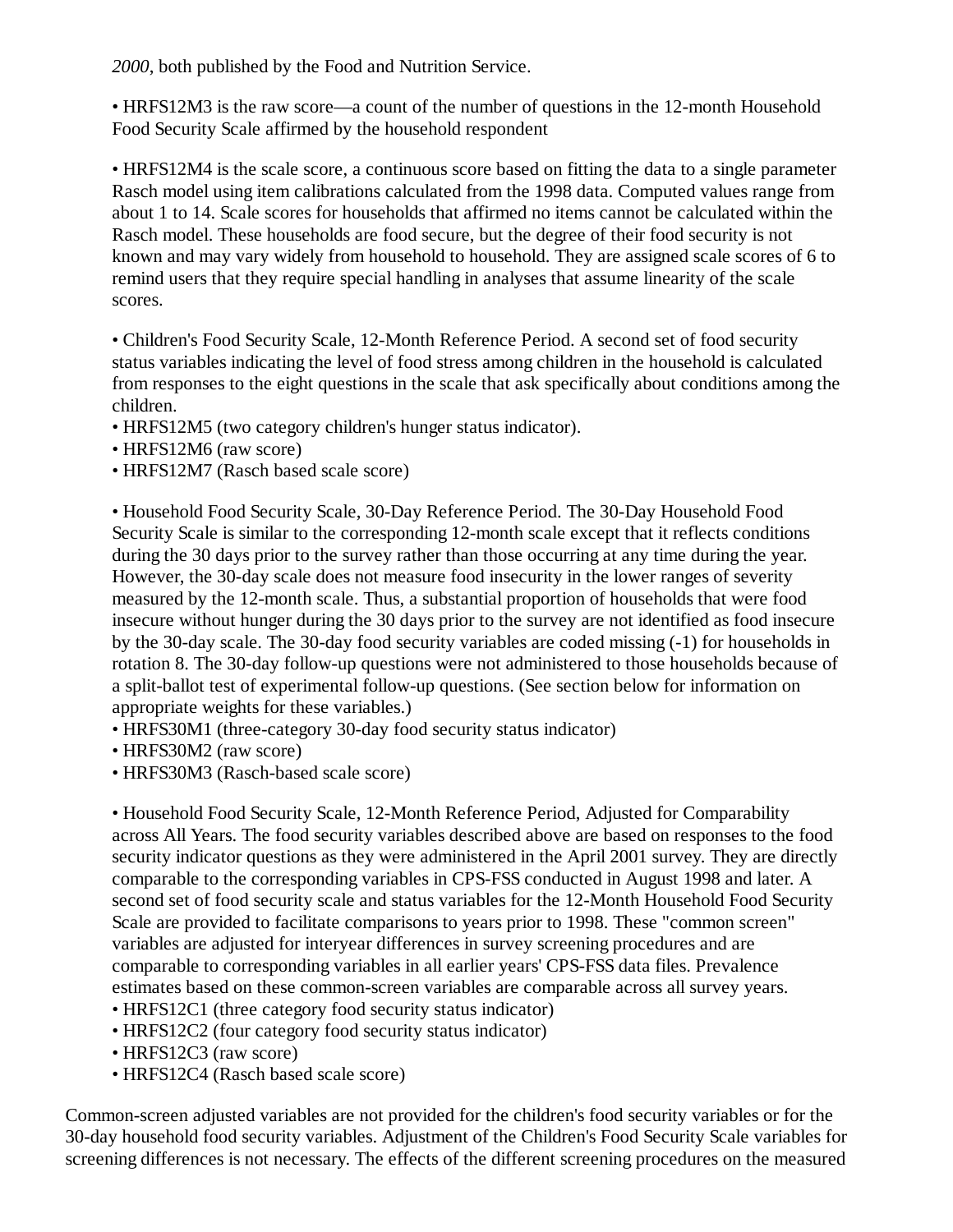*2000*, both published by the Food and Nutrition Service.

- HRFS12M3 is the raw score—a count of the number of questions in the 12-month Household Food Security Scale affirmed by the household respondent

- HRFS12M4 is the scale score, a continuous score based on fitting the data to a single parameter Rasch model using item calibrations calculated from the 1998 data. Computed values range from about 1 to 14. Scale scores for households that affirmed no items cannot be calculated within the Rasch model. These households are food secure, but the degree of their food security is not known and may vary widely from household to household. They are assigned scale scores of 6 to remind users that they require special handling in analyses that assume linearity of the scale scores.

- Children's Food Security Scale, 12-Month Reference Period. A second set of food security status variables indicating the level of food stress among children in the household is calculated from responses to the eight questions in the scale that ask specifically about conditions among the children.
- HRFS12M5 (two category children's hunger status indicator).
- HRFS12M6 (raw score)
- HRFS12M7 (Rasch based scale score)

- Household Food Security Scale, 30-Day Reference Period. The 30-Day Household Food Security Scale is similar to the corresponding 12-month scale except that it reflects conditions during the 30 days prior to the survey rather than those occurring at any time during the year. However, the 30-day scale does not measure food insecurity in the lower ranges of severity measured by the 12-month scale. Thus, a substantial proportion of households that were food insecure without hunger during the 30 days prior to the survey are not identified as food insecure by the 30-day scale. The 30-day food security variables are coded missing (-1) for households in rotation 8. The 30-day follow-up questions were not administered to those households because of a split-ballot test of experimental follow-up questions. (See section below for information on appropriate weights for these variables.)
- HRFS30M1 (three-category 30-day food security status indicator)
- HRFS30M2 (raw score)
- HRFS30M3 (Rasch-based scale score)

- Household Food Security Scale, 12-Month Reference Period, Adjusted for Comparability across All Years. The food security variables described above are based on responses to the food security indicator questions as they were administered in the April 2001 survey. They are directly comparable to the corresponding variables in CPS-FSS conducted in August 1998 and later. A second set of food security scale and status variables for the 12-Month Household Food Security Scale are provided to facilitate comparisons to years prior to 1998. These "common screen" variables are adjusted for interyear differences in survey screening procedures and are comparable to corresponding variables in all earlier years' CPS-FSS data files. Prevalence estimates based on these common-screen variables are comparable across all survey years.
- HRFS12C1 (three category food security status indicator)
- HRFS12C2 (four category food security status indicator)
- HRFS12C3 (raw score)
- HRFS12C4 (Rasch based scale score)

Common-screen adjusted variables are not provided for the children's food security variables or for the 30-day household food security variables. Adjustment of the Children's Food Security Scale variables for screening differences is not necessary. The effects of the different screening procedures on the measured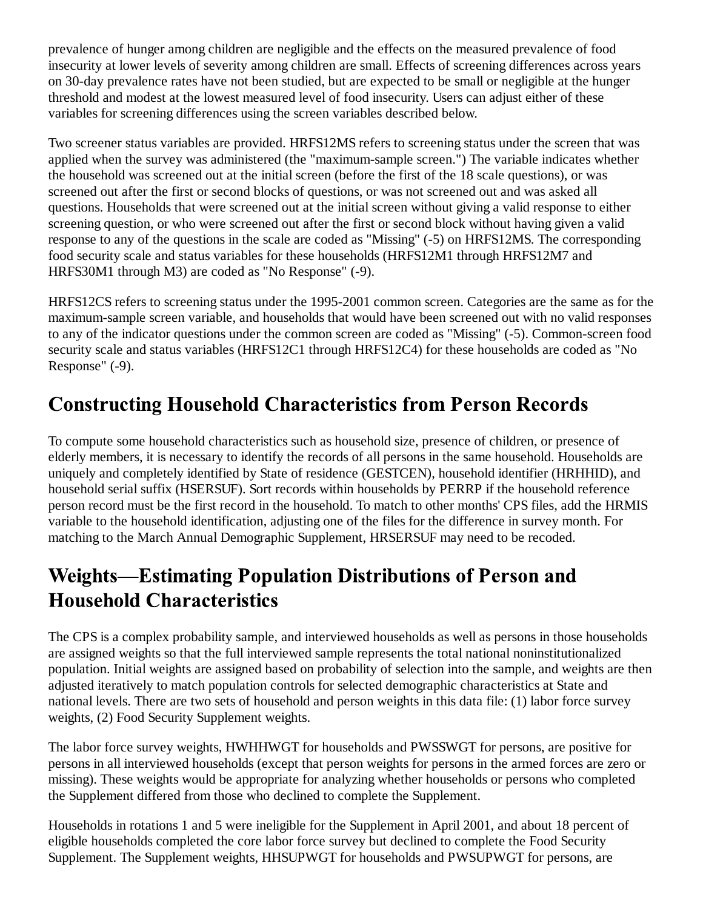prevalence of hunger among children are negligible and the effects on the measured prevalence of food insecurity at lower levels of severity among children are small. Effects of screening differences across years on 30-day prevalence rates have not been studied, but are expected to be small or negligible at the hunger threshold and modest at the lowest measured level of food insecurity. Users can adjust either of these variables for screening differences using the screen variables described below.

Two screener status variables are provided. HRFS12MS refers to screening status under the screen that was applied when the survey was administered (the "maximum-sample screen.") The variable indicates whether the household was screened out at the initial screen (before the first of the 18 scale questions), or was screened out after the first or second blocks of questions, or was not screened out and was asked all questions. Households that were screened out at the initial screen without giving a valid response to either screening question, or who were screened out after the first or second block without having given a valid response to any of the questions in the scale are coded as "Missing" (-5) on HRFS12MS. The corresponding food security scale and status variables for these households (HRFS12M1 through HRFS12M7 and HRFS30M1 through M3) are coded as "No Response" (-9).

HRFS12CS refers to screening status under the 1995-2001 common screen. Categories are the same as for the maximum-sample screen variable, and households that would have been screened out with no valid responses to any of the indicator questions under the common screen are coded as "Missing" (-5). Common-screen food security scale and status variables (HRFS12C1 through HRFS12C4) for these households are coded as "No Response" (-9).

## Constructing Household Characteristics from Person Records

To compute some household characteristics such as household size, presence of children, or presence of elderly members, it is necessary to identify the records of all persons in the same household. Households are uniquely and completely identified by State of residence (GESTCEN), household identifier (HRHHID), and household serial suffix (HSERSUF). Sort records within households by PERRP if the household reference person record must be the first record in the household. To match to other months' CPS files, add the HRMIS variable to the household identification, adjusting one of the files for the difference in survey month. For matching to the March Annual Demographic Supplement, HRSERSUF may need to be recoded.

## Weights—Estimating Population Distributions of Person and Household Characteristics

The CPS is a complex probability sample, and interviewed households as well as persons in those households are assigned weights so that the full interviewed sample represents the total national noninstitutionalized population. Initial weights are assigned based on probability of selection into the sample, and weights are then adjusted iteratively to match population controls for selected demographic characteristics at State and national levels. There are two sets of household and person weights in this data file: (1) labor force survey weights, (2) Food Security Supplement weights.

The labor force survey weights, HWHHWGT for households and PWSSWGT for persons, are positive for persons in all interviewed households (except that person weights for persons in the armed forces are zero or missing). These weights would be appropriate for analyzing whether households or persons who completed the Supplement differed from those who declined to complete the Supplement.

Households in rotations 1 and 5 were ineligible for the Supplement in April 2001, and about 18 percent of eligible households completed the core labor force survey but declined to complete the Food Security Supplement. The Supplement weights, HHSUPWGT for households and PWSUPWGT for persons, are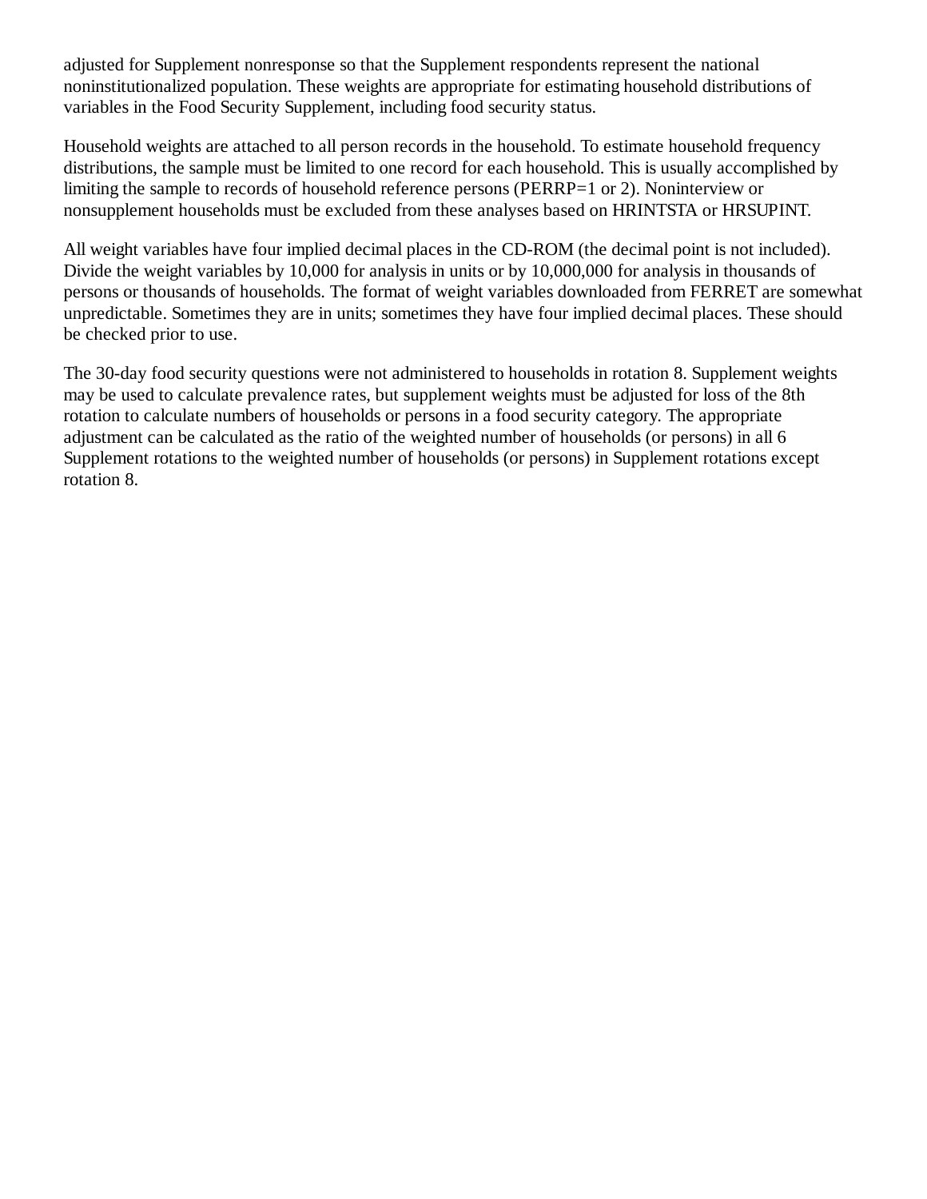adjusted for Supplement nonresponse so that the Supplement respondents represent the national noninstitutionalized population. These weights are appropriate for estimating household distributions of variables in the Food Security Supplement, including food security status.

Household weights are attached to all person records in the household. To estimate household frequency distributions, the sample must be limited to one record for each household. This is usually accomplished by limiting the sample to records of household reference persons (PERRP=1 or 2). Noninterview or nonsupplement households must be excluded from these analyses based on HRINTSTA or HRSUPINT.

All weight variables have four implied decimal places in the CD-ROM (the decimal point is not included). Divide the weight variables by 10,000 for analysis in units or by 10,000,000 for analysis in thousands of persons or thousands of households. The format of weight variables downloaded from FERRET are somewhat unpredictable. Sometimes they are in units; sometimes they have four implied decimal places. These should be checked prior to use.

The 30-day food security questions were not administered to households in rotation 8. Supplement weights may be used to calculate prevalence rates, but supplement weights must be adjusted for loss of the 8th rotation to calculate numbers of households or persons in a food security category. The appropriate adjustment can be calculated as the ratio of the weighted number of households (or persons) in all 6 Supplement rotations to the weighted number of households (or persons) in Supplement rotations except rotation 8.